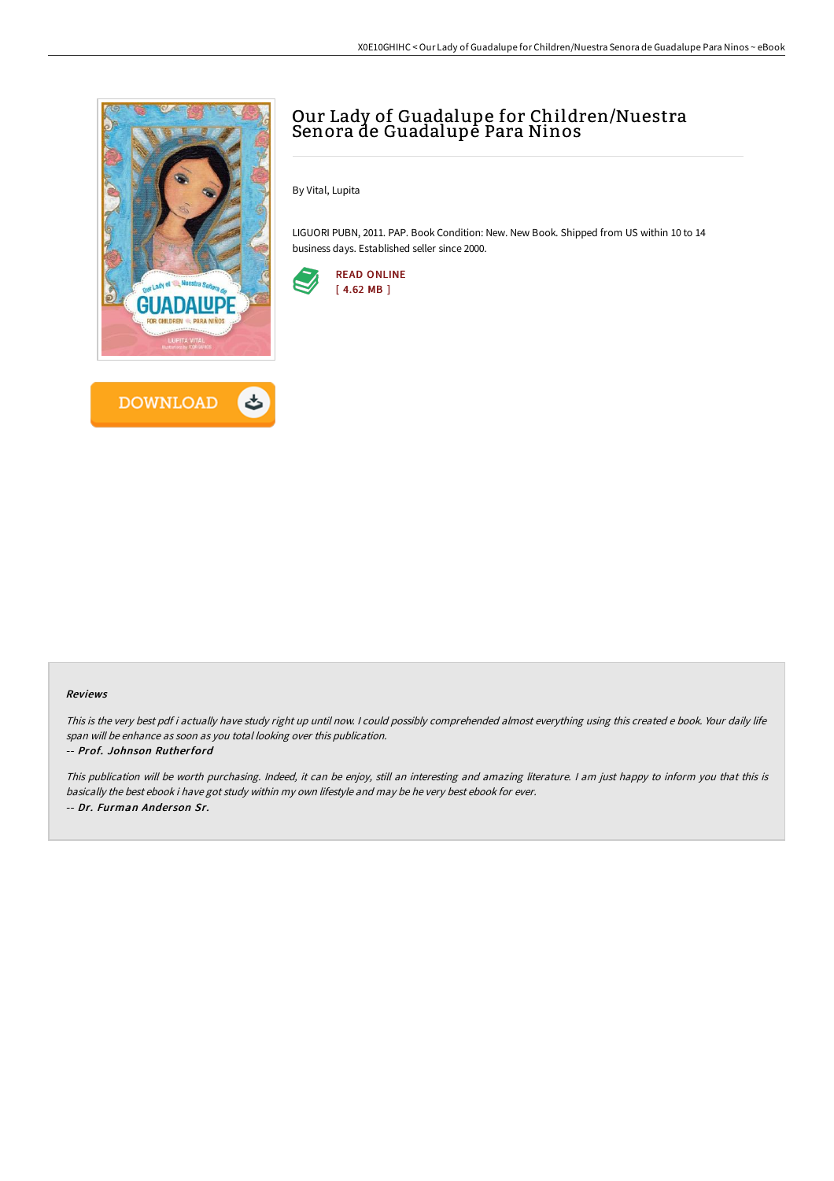# Our Lady of Guadalupe for Children/Nuestra Senora de Guadalupe Para Ninos

By Vital, Lupita

LIGUORI PUBN, 2011. PAP. Book Condition: New. New Book. Shipped from US within 10 to 14 business days. Established seller since 2000.

READ ONLINE
[ 4.62 MB ]

DOWNLOAD

### Reviews

*This is the very best pdf i actually have study right up until now. I could possibly comprehended almost everything using this created e book. Your daily life span will be enhance as soon as you total looking over this publication.*

*-- Prof. Johnson Rutherford*

*This publication will be worth purchasing. Indeed, it can be enjoy, still an interesting and amazing literature. I am just happy to inform you that this is basically the best ebook i have got study within my own lifestyle and may be he very best ebook for ever.*

*-- Dr. Furman Anderson Sr.*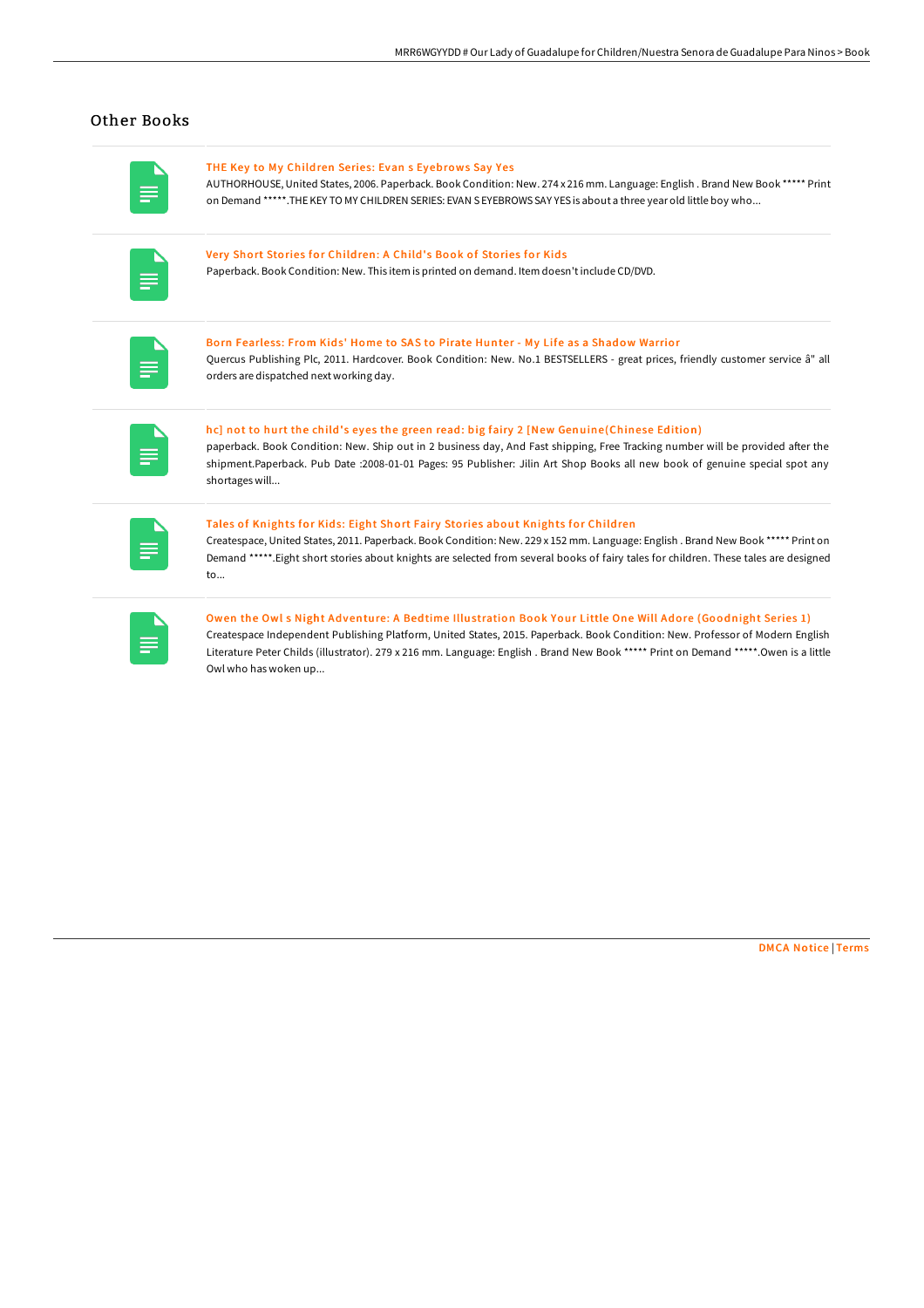## Other Books

### THE Key to My Children Series: Evan s Eyebrows Say Yes

AUTHORHOUSE, United States, 2006. Paperback. Book Condition: New. 274 x 216 mm. Language: English . Brand New Book ***** Print on Demand *****.THE KEY TO MY CHILDREN SERIES: EVAN S EYEBROWS SAY YES is about a three year old little boy who...

### Very Short Stories for Children: A Child's Book of Stories for Kids

Paperback. Book Condition: New. This item is printed on demand. Item doesn't include CD/DVD.

### Born Fearless: From Kids' Home to SAS to Pirate Hunter - My Life as a Shadow Warrior

Quercus Publishing Plc, 2011. Hardcover. Book Condition: New. No.1 BESTSELLERS - great prices, friendly customer service â" all orders are dispatched next working day.

### hc] not to hurt the child's eyes the green read: big fairy 2 [New Genuine(Chinese Edition)

paperback. Book Condition: New. Ship out in 2 business day, And Fast shipping, Free Tracking number will be provided after the shipment.Paperback. Pub Date :2008-01-01 Pages: 95 Publisher: Jilin Art Shop Books all new book of genuine special spot any shortages will...

### Tales of Knights for Kids: Eight Short Fairy Stories about Knights for Children

Createspace, United States, 2011. Paperback. Book Condition: New. 229 x 152 mm. Language: English . Brand New Book ***** Print on Demand *****.Eight short stories about knights are selected from several books of fairy tales for children. These tales are designed to...

### Owen the Owl s Night Adventure: A Bedtime Illustration Book Your Little One Will Adore (Goodnight Series 1)

Createspace Independent Publishing Platform, United States, 2015. Paperback. Book Condition: New. Professor of Modern English Literature Peter Childs (illustrator). 279 x 216 mm. Language: English . Brand New Book ***** Print on Demand *****.Owen is a little Owl who has woken up...